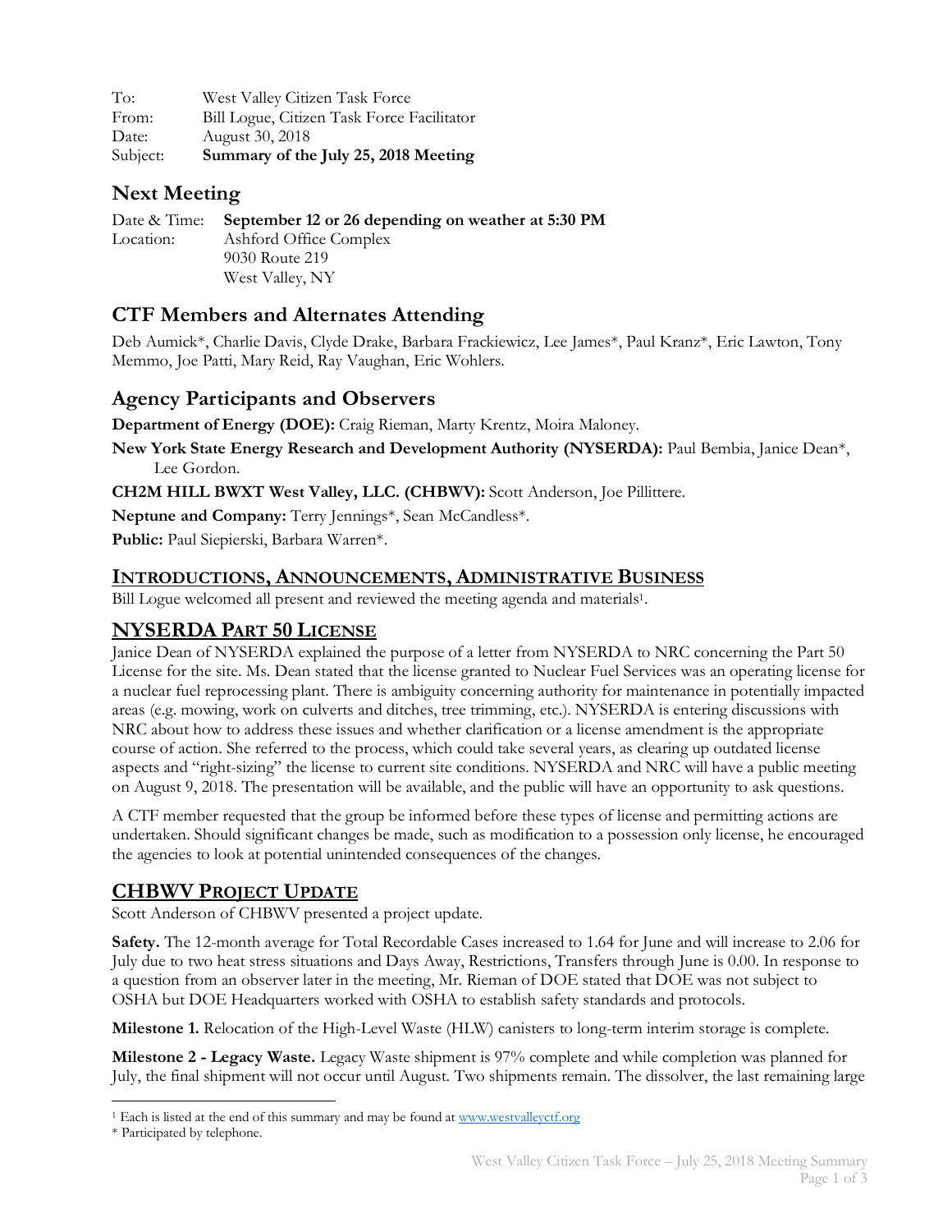To: West Valley Citizen Task Force
From: Bill Logue, Citizen Task Force Facilitator
Date: August 30, 2018
Subject: **Summary of the July 25, 2018 Meeting**

## Next Meeting

Date & Time: **September 12 or 26 depending on weather at 5:30 PM**
Location: Ashford Office Complex
9030 Route 219
West Valley, NY

## CTF Members and Alternates Attending

Deb Aumick*, Charlie Davis, Clyde Drake, Barbara Frackiewicz, Lee James*, Paul Kranz*, Eric Lawton, Tony Memmo, Joe Patti, Mary Reid, Ray Vaughan, Eric Wohlers.

## Agency Participants and Observers

**Department of Energy (DOE):** Craig Rieman, Marty Krentz, Moira Maloney.

**New York State Energy Research and Development Authority (NYSERDA):** Paul Bembia, Janice Dean*, Lee Gordon.

**CH2M HILL BWXT West Valley, LLC. (CHBWV):** Scott Anderson, Joe Pillittere.

**Neptune and Company:** Terry Jennings*, Sean McCandless*.

**Public:** Paul Siepierski, Barbara Warren*.

## Introductions, Announcements, Administrative Business

Bill Logue welcomed all present and reviewed the meeting agenda and materials[1].

## NYSERDA Part 50 License

Janice Dean of NYSERDA explained the purpose of a letter from NYSERDA to NRC concerning the Part 50 License for the site. Ms. Dean stated that the license granted to Nuclear Fuel Services was an operating license for a nuclear fuel reprocessing plant. There is ambiguity concerning authority for maintenance in potentially impacted areas (e.g. mowing, work on culverts and ditches, tree trimming, etc.). NYSERDA is entering discussions with NRC about how to address these issues and whether clarification or a license amendment is the appropriate course of action. She referred to the process, which could take several years, as clearing up outdated license aspects and "right-sizing" the license to current site conditions. NYSERDA and NRC will have a public meeting on August 9, 2018. The presentation will be available, and the public will have an opportunity to ask questions.

A CTF member requested that the group be informed before these types of license and permitting actions are undertaken. Should significant changes be made, such as modification to a possession only license, he encouraged the agencies to look at potential unintended consequences of the changes.

## CHBWV Project Update

Scott Anderson of CHBWV presented a project update.

**Safety.** The 12-month average for Total Recordable Cases increased to 1.64 for June and will increase to 2.06 for July due to two heat stress situations and Days Away, Restrictions, Transfers through June is 0.00. In response to a question from an observer later in the meeting, Mr. Rieman of DOE stated that DOE was not subject to OSHA but DOE Headquarters worked with OSHA to establish safety standards and protocols.

**Milestone 1.** Relocation of the High-Level Waste (HLW) canisters to long-term interim storage is complete.

**Milestone 2 - Legacy Waste.** Legacy Waste shipment is 97% complete and while completion was planned for July, the final shipment will not occur until August. Two shipments remain. The dissolver, the last remaining large

---

[1] Each is listed at the end of this summary and may be found at www.westvalleyctf.org

\* Participated by telephone.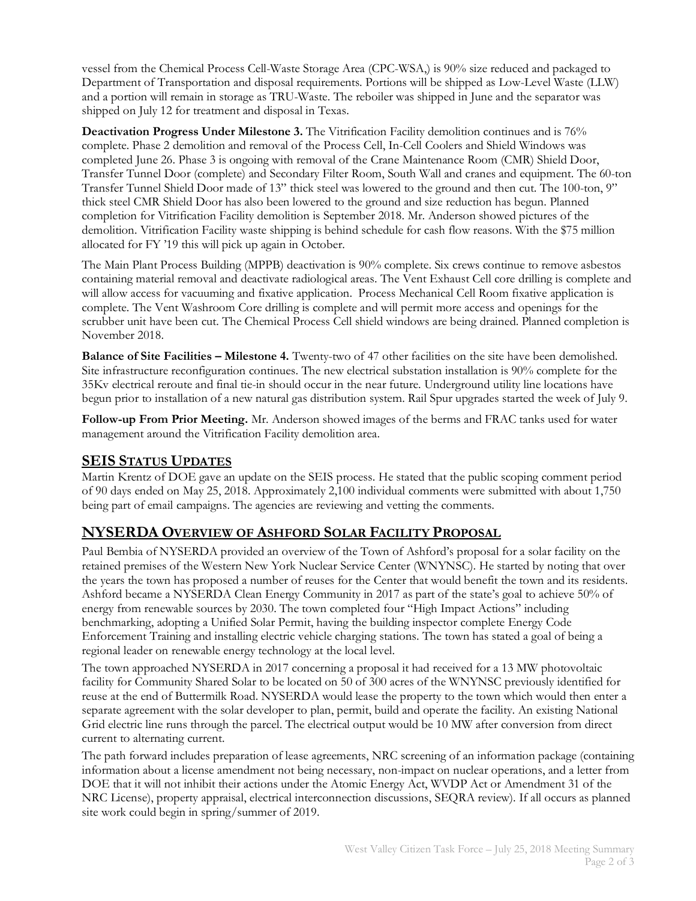vessel from the Chemical Process Cell-Waste Storage Area (CPC-WSA,) is 90% size reduced and packaged to Department of Transportation and disposal requirements. Portions will be shipped as Low-Level Waste (LLW) and a portion will remain in storage as TRU-Waste. The reboiler was shipped in June and the separator was shipped on July 12 for treatment and disposal in Texas.

**Deactivation Progress Under Milestone 3.** The Vitrification Facility demolition continues and is 76% complete. Phase 2 demolition and removal of the Process Cell, In-Cell Coolers and Shield Windows was completed June 26. Phase 3 is ongoing with removal of the Crane Maintenance Room (CMR) Shield Door, Transfer Tunnel Door (complete) and Secondary Filter Room, South Wall and cranes and equipment. The 60-ton Transfer Tunnel Shield Door made of 13" thick steel was lowered to the ground and then cut. The 100-ton, 9" thick steel CMR Shield Door has also been lowered to the ground and size reduction has begun. Planned completion for Vitrification Facility demolition is September 2018. Mr. Anderson showed pictures of the demolition. Vitrification Facility waste shipping is behind schedule for cash flow reasons. With the $75 million allocated for FY '19 this will pick up again in October.

The Main Plant Process Building (MPPB) deactivation is 90% complete. Six crews continue to remove asbestos containing material removal and deactivate radiological areas. The Vent Exhaust Cell core drilling is complete and will allow access for vacuuming and fixative application. Process Mechanical Cell Room fixative application is complete. The Vent Washroom Core drilling is complete and will permit more access and openings for the scrubber unit have been cut. The Chemical Process Cell shield windows are being drained. Planned completion is November 2018.

**Balance of Site Facilities – Milestone 4.** Twenty-two of 47 other facilities on the site have been demolished. Site infrastructure reconfiguration continues. The new electrical substation installation is 90% complete for the 35Kv electrical reroute and final tie-in should occur in the near future. Underground utility line locations have begun prior to installation of a new natural gas distribution system. Rail Spur upgrades started the week of July 9.

**Follow-up From Prior Meeting.** Mr. Anderson showed images of the berms and FRAC tanks used for water management around the Vitrification Facility demolition area.

## SEIS Status Updates

Martin Krentz of DOE gave an update on the SEIS process. He stated that the public scoping comment period of 90 days ended on May 25, 2018. Approximately 2,100 individual comments were submitted with about 1,750 being part of email campaigns. The agencies are reviewing and vetting the comments.

## NYSERDA Overview of Ashford Solar Facility Proposal

Paul Bembia of NYSERDA provided an overview of the Town of Ashford's proposal for a solar facility on the retained premises of the Western New York Nuclear Service Center (WNYNSC). He started by noting that over the years the town has proposed a number of reuses for the Center that would benefit the town and its residents. Ashford became a NYSERDA Clean Energy Community in 2017 as part of the state's goal to achieve 50% of energy from renewable sources by 2030. The town completed four "High Impact Actions" including benchmarking, adopting a Unified Solar Permit, having the building inspector complete Energy Code Enforcement Training and installing electric vehicle charging stations. The town has stated a goal of being a regional leader on renewable energy technology at the local level.

The town approached NYSERDA in 2017 concerning a proposal it had received for a 13 MW photovoltaic facility for Community Shared Solar to be located on 50 of 300 acres of the WNYNSC previously identified for reuse at the end of Buttermilk Road. NYSERDA would lease the property to the town which would then enter a separate agreement with the solar developer to plan, permit, build and operate the facility. An existing National Grid electric line runs through the parcel. The electrical output would be 10 MW after conversion from direct current to alternating current.

The path forward includes preparation of lease agreements, NRC screening of an information package (containing information about a license amendment not being necessary, non-impact on nuclear operations, and a letter from DOE that it will not inhibit their actions under the Atomic Energy Act, WVDP Act or Amendment 31 of the NRC License), property appraisal, electrical interconnection discussions, SEQRA review). If all occurs as planned site work could begin in spring/summer of 2019.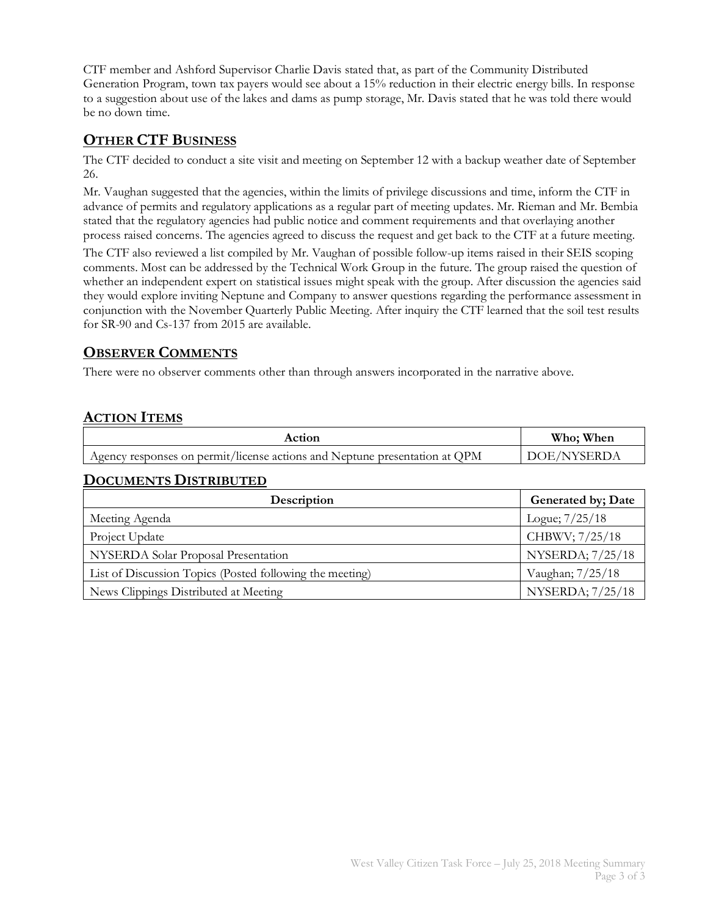CTF member and Ashford Supervisor Charlie Davis stated that, as part of the Community Distributed Generation Program, town tax payers would see about a 15% reduction in their electric energy bills. In response to a suggestion about use of the lakes and dams as pump storage, Mr. Davis stated that he was told there would be no down time.

## OTHER CTF BUSINESS

The CTF decided to conduct a site visit and meeting on September 12 with a backup weather date of September 26.

Mr. Vaughan suggested that the agencies, within the limits of privilege discussions and time, inform the CTF in advance of permits and regulatory applications as a regular part of meeting updates. Mr. Rieman and Mr. Bembia stated that the regulatory agencies had public notice and comment requirements and that overlaying another process raised concerns. The agencies agreed to discuss the request and get back to the CTF at a future meeting.

The CTF also reviewed a list compiled by Mr. Vaughan of possible follow-up items raised in their SEIS scoping comments. Most can be addressed by the Technical Work Group in the future. The group raised the question of whether an independent expert on statistical issues might speak with the group. After discussion the agencies said they would explore inviting Neptune and Company to answer questions regarding the performance assessment in conjunction with the November Quarterly Public Meeting. After inquiry the CTF learned that the soil test results for SR-90 and Cs-137 from 2015 are available.

## OBSERVER COMMENTS

There were no observer comments other than through answers incorporated in the narrative above.

## ACTION ITEMS

| Action | Who; When |
|---|---|
| Agency responses on permit/license actions and Neptune presentation at QPM | DOE/NYSERDA |

## DOCUMENTS DISTRIBUTED

| Description | Generated by; Date |
|---|---|
| Meeting Agenda | Logue; 7/25/18 |
| Project Update | CHBWV; 7/25/18 |
| NYSERDA Solar Proposal Presentation | NYSERDA; 7/25/18 |
| List of Discussion Topics (Posted following the meeting) | Vaughan; 7/25/18 |
| News Clippings Distributed at Meeting | NYSERDA; 7/25/18 |